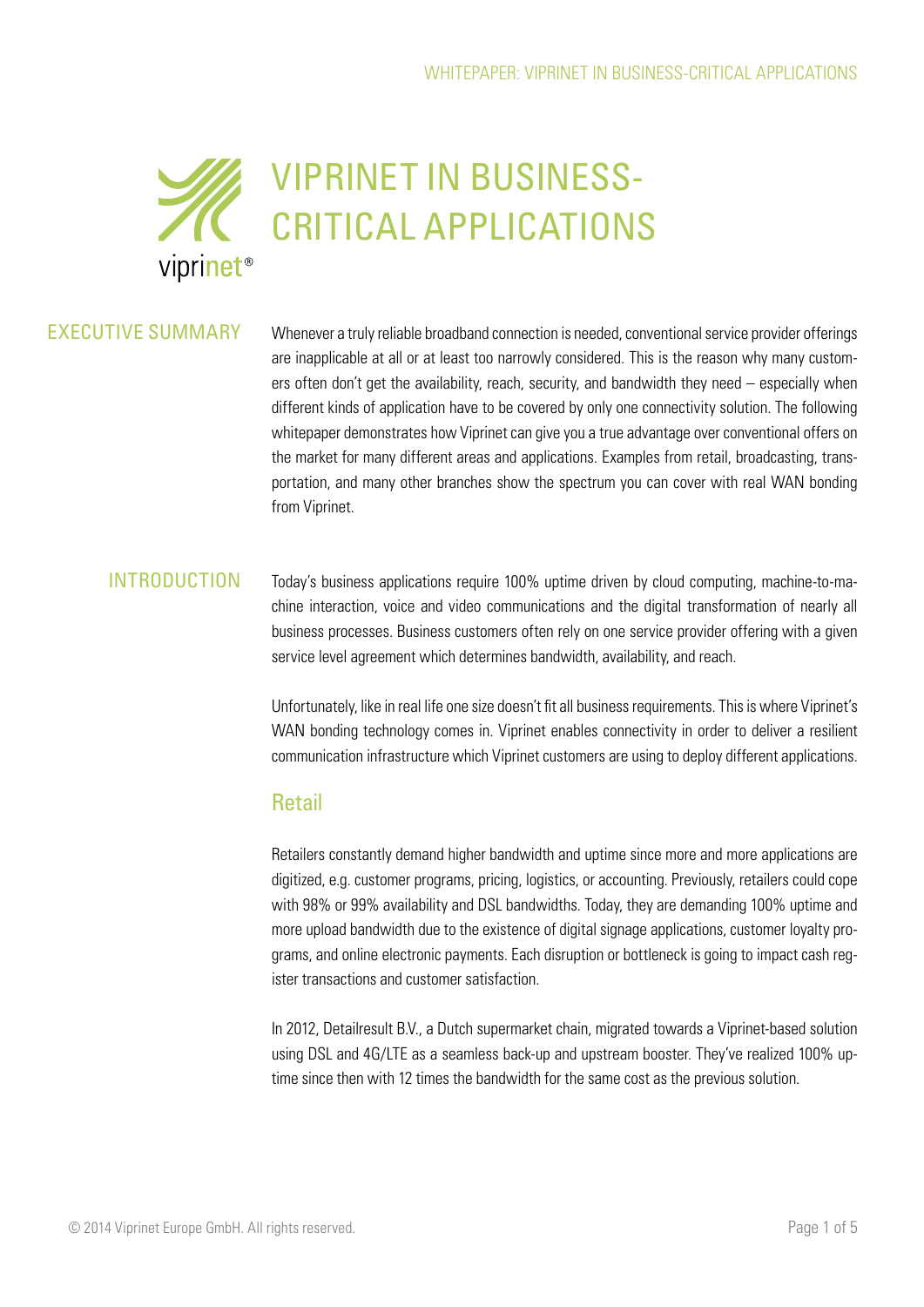# VIPRINET IN BUSINESS-CRITICAL APPLICATIONS

## EXECUTIVE SUMMARY

Whenever a truly reliable broadband connection is needed, conventional service provider offerings are inapplicable at all or at least too narrowly considered. This is the reason why many customers often don't get the availability, reach, security, and bandwidth they need – especially when different kinds of application have to be covered by only one connectivity solution. The following whitepaper demonstrates how Viprinet can give you a true advantage over conventional offers on the market for many different areas and applications. Examples from retail, broadcasting, transportation, and many other branches show the spectrum you can cover with real WAN bonding from Viprinet.

## INTRODUCTION

Today's business applications require 100% uptime driven by cloud computing, machine-to-machine interaction, voice and video communications and the digital transformation of nearly all business processes. Business customers often rely on one service provider offering with a given service level agreement which determines bandwidth, availability, and reach.

Unfortunately, like in real life one size doesn't fit all business requirements. This is where Viprinet's WAN bonding technology comes in. Viprinet enables connectivity in order to deliver a resilient communication infrastructure which Viprinet customers are using to deploy different applications.

### Retail

Retailers constantly demand higher bandwidth and uptime since more and more applications are digitized, e.g. customer programs, pricing, logistics, or accounting. Previously, retailers could cope with 98% or 99% availability and DSL bandwidths. Today, they are demanding 100% uptime and more upload bandwidth due to the existence of digital signage applications, customer loyalty programs, and online electronic payments. Each disruption or bottleneck is going to impact cash register transactions and customer satisfaction.

In 2012, Detailresult B.V., a Dutch supermarket chain, migrated towards a Viprinet-based solution using DSL and 4G/LTE as a seamless back-up and upstream booster. They've realized 100% uptime since then with 12 times the bandwidth for the same cost as the previous solution.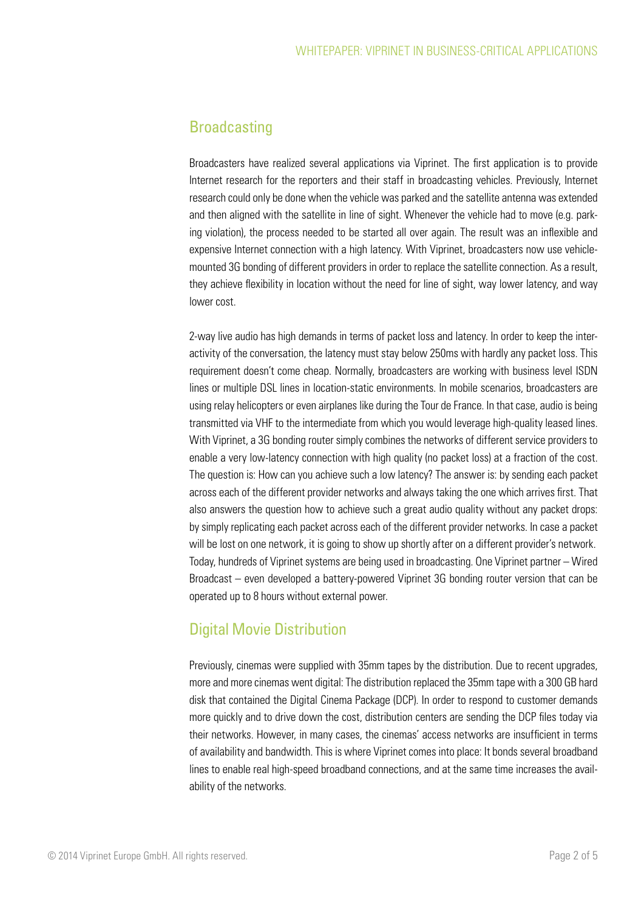## Broadcasting

Broadcasters have realized several applications via Viprinet. The first application is to provide Internet research for the reporters and their staff in broadcasting vehicles. Previously, Internet research could only be done when the vehicle was parked and the satellite antenna was extended and then aligned with the satellite in line of sight. Whenever the vehicle had to move (e.g. parking violation), the process needed to be started all over again. The result was an inflexible and expensive Internet connection with a high latency. With Viprinet, broadcasters now use vehicle-mounted 3G bonding of different providers in order to replace the satellite connection. As a result, they achieve flexibility in location without the need for line of sight, way lower latency, and way lower cost.

2-way live audio has high demands in terms of packet loss and latency. In order to keep the interactivity of the conversation, the latency must stay below 250ms with hardly any packet loss. This requirement doesn't come cheap. Normally, broadcasters are working with business level ISDN lines or multiple DSL lines in location-static environments. In mobile scenarios, broadcasters are using relay helicopters or even airplanes like during the Tour de France. In that case, audio is being transmitted via VHF to the intermediate from which you would leverage high-quality leased lines. With Viprinet, a 3G bonding router simply combines the networks of different service providers to enable a very low-latency connection with high quality (no packet loss) at a fraction of the cost. The question is: How can you achieve such a low latency? The answer is: by sending each packet across each of the different provider networks and always taking the one which arrives first. That also answers the question how to achieve such a great audio quality without any packet drops: by simply replicating each packet across each of the different provider networks. In case a packet will be lost on one network, it is going to show up shortly after on a different provider's network. Today, hundreds of Viprinet systems are being used in broadcasting. One Viprinet partner – Wired Broadcast – even developed a battery-powered Viprinet 3G bonding router version that can be operated up to 8 hours without external power.

## Digital Movie Distribution

Previously, cinemas were supplied with 35mm tapes by the distribution. Due to recent upgrades, more and more cinemas went digital: The distribution replaced the 35mm tape with a 300 GB hard disk that contained the Digital Cinema Package (DCP). In order to respond to customer demands more quickly and to drive down the cost, distribution centers are sending the DCP files today via their networks. However, in many cases, the cinemas' access networks are insufficient in terms of availability and bandwidth. This is where Viprinet comes into place: It bonds several broadband lines to enable real high-speed broadband connections, and at the same time increases the availability of the networks.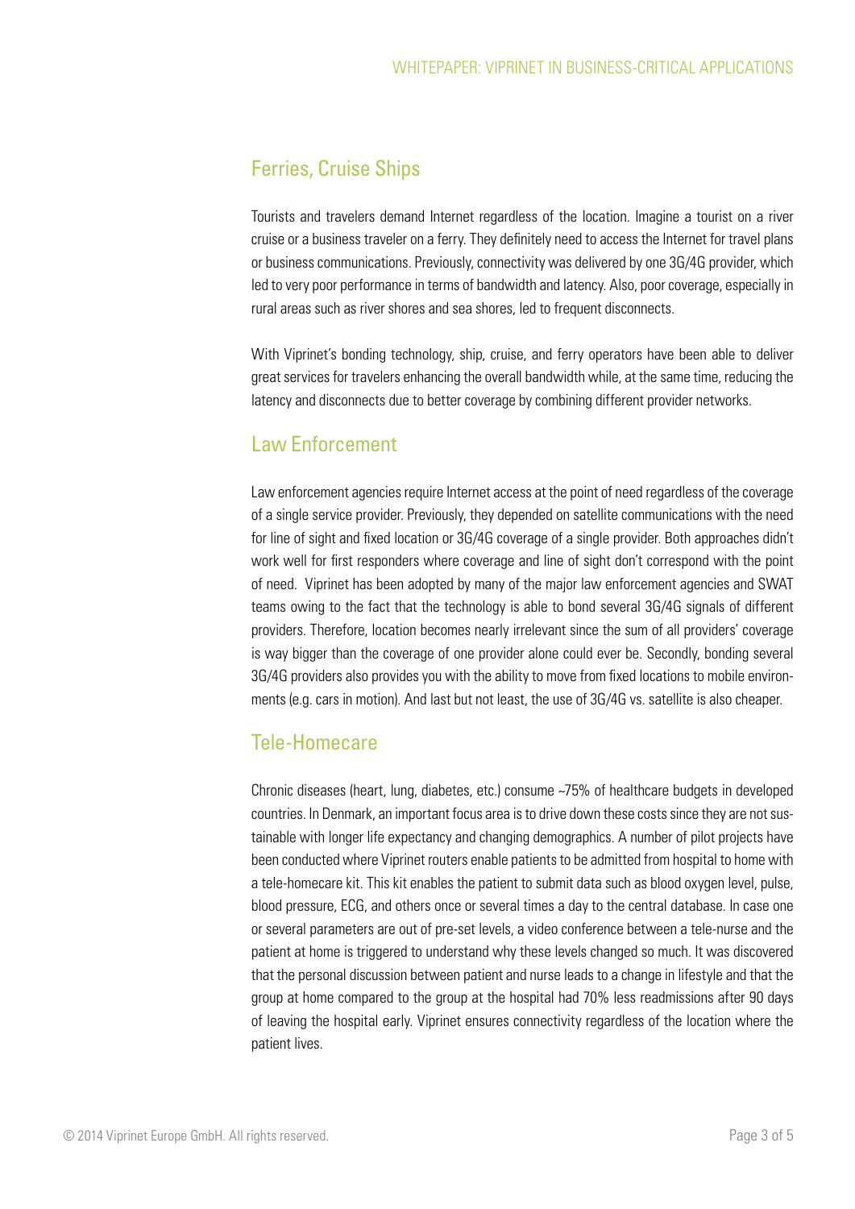## Ferries, Cruise Ships

Tourists and travelers demand Internet regardless of the location. Imagine a tourist on a river cruise or a business traveler on a ferry. They definitely need to access the Internet for travel plans or business communications. Previously, connectivity was delivered by one 3G/4G provider, which led to very poor performance in terms of bandwidth and latency. Also, poor coverage, especially in rural areas such as river shores and sea shores, led to frequent disconnects.

With Viprinet's bonding technology, ship, cruise, and ferry operators have been able to deliver great services for travelers enhancing the overall bandwidth while, at the same time, reducing the latency and disconnects due to better coverage by combining different provider networks.

## Law Enforcement

Law enforcement agencies require Internet access at the point of need regardless of the coverage of a single service provider. Previously, they depended on satellite communications with the need for line of sight and fixed location or 3G/4G coverage of a single provider. Both approaches didn't work well for first responders where coverage and line of sight don't correspond with the point of need. Viprinet has been adopted by many of the major law enforcement agencies and SWAT teams owing to the fact that the technology is able to bond several 3G/4G signals of different providers. Therefore, location becomes nearly irrelevant since the sum of all providers' coverage is way bigger than the coverage of one provider alone could ever be. Secondly, bonding several 3G/4G providers also provides you with the ability to move from fixed locations to mobile environments (e.g. cars in motion). And last but not least, the use of 3G/4G vs. satellite is also cheaper.

## Tele-Homecare

Chronic diseases (heart, lung, diabetes, etc.) consume ~75% of healthcare budgets in developed countries. In Denmark, an important focus area is to drive down these costs since they are not sustainable with longer life expectancy and changing demographics. A number of pilot projects have been conducted where Viprinet routers enable patients to be admitted from hospital to home with a tele-homecare kit. This kit enables the patient to submit data such as blood oxygen level, pulse, blood pressure, ECG, and others once or several times a day to the central database. In case one or several parameters are out of pre-set levels, a video conference between a tele-nurse and the patient at home is triggered to understand why these levels changed so much. It was discovered that the personal discussion between patient and nurse leads to a change in lifestyle and that the group at home compared to the group at the hospital had 70% less readmissions after 90 days of leaving the hospital early. Viprinet ensures connectivity regardless of the location where the patient lives.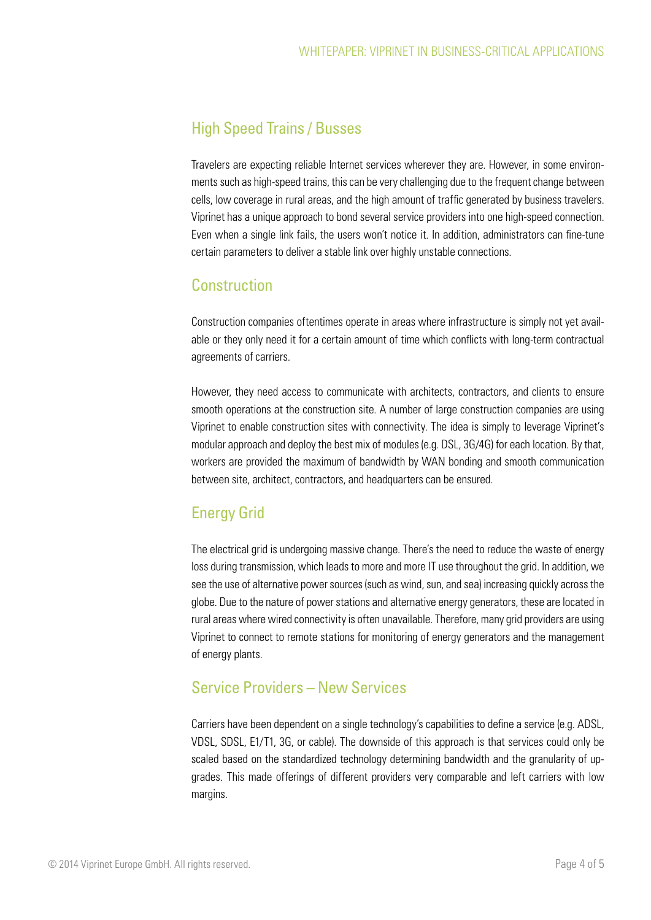## High Speed Trains / Busses

Travelers are expecting reliable Internet services wherever they are. However, in some environments such as high-speed trains, this can be very challenging due to the frequent change between cells, low coverage in rural areas, and the high amount of traffic generated by business travelers. Viprinet has a unique approach to bond several service providers into one high-speed connection. Even when a single link fails, the users won't notice it. In addition, administrators can fine-tune certain parameters to deliver a stable link over highly unstable connections.

## Construction

Construction companies oftentimes operate in areas where infrastructure is simply not yet available or they only need it for a certain amount of time which conflicts with long-term contractual agreements of carriers.

However, they need access to communicate with architects, contractors, and clients to ensure smooth operations at the construction site. A number of large construction companies are using Viprinet to enable construction sites with connectivity. The idea is simply to leverage Viprinet's modular approach and deploy the best mix of modules (e.g. DSL, 3G/4G) for each location. By that, workers are provided the maximum of bandwidth by WAN bonding and smooth communication between site, architect, contractors, and headquarters can be ensured.

## Energy Grid

The electrical grid is undergoing massive change. There's the need to reduce the waste of energy loss during transmission, which leads to more and more IT use throughout the grid. In addition, we see the use of alternative power sources (such as wind, sun, and sea) increasing quickly across the globe. Due to the nature of power stations and alternative energy generators, these are located in rural areas where wired connectivity is often unavailable. Therefore, many grid providers are using Viprinet to connect to remote stations for monitoring of energy generators and the management of energy plants.

## Service Providers – New Services

Carriers have been dependent on a single technology's capabilities to define a service (e.g. ADSL, VDSL, SDSL, E1/T1, 3G, or cable). The downside of this approach is that services could only be scaled based on the standardized technology determining bandwidth and the granularity of upgrades. This made offerings of different providers very comparable and left carriers with low margins.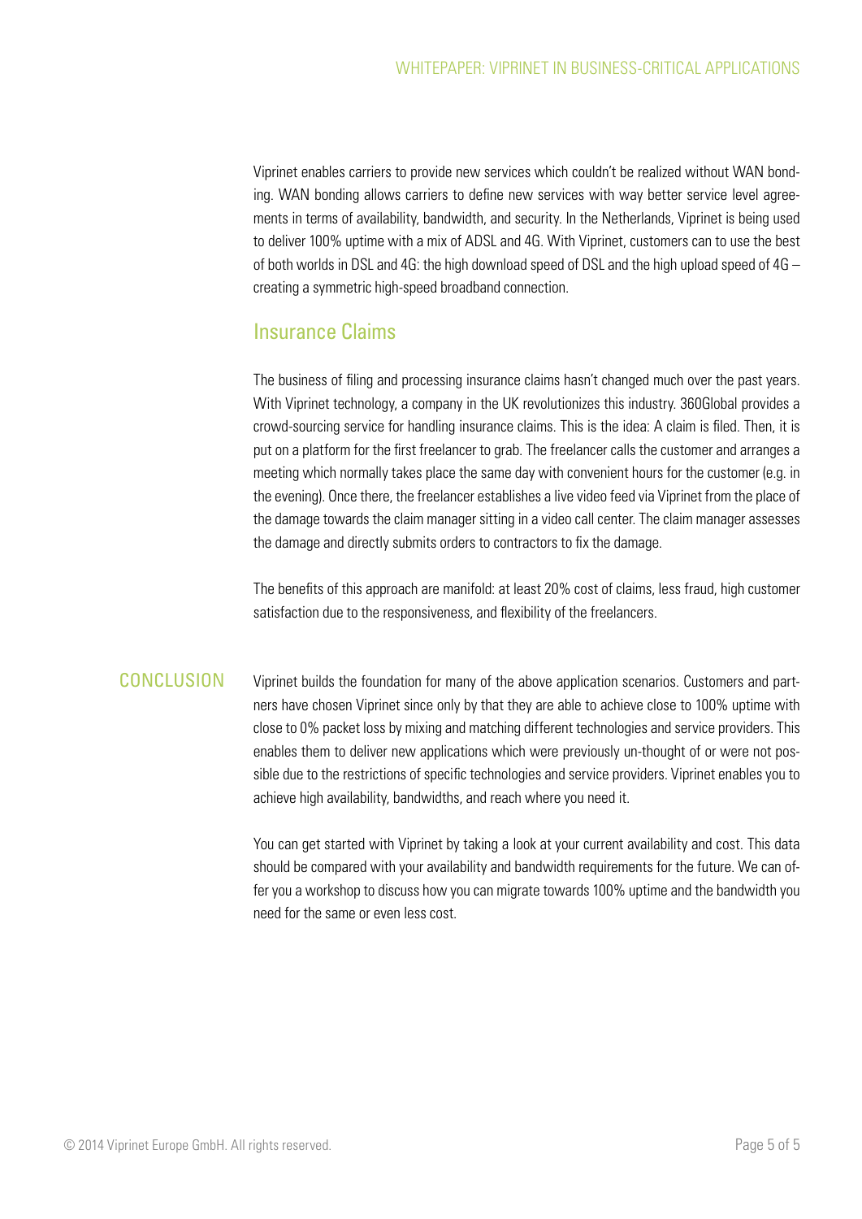Viprinet enables carriers to provide new services which couldn't be realized without WAN bonding. WAN bonding allows carriers to define new services with way better service level agreements in terms of availability, bandwidth, and security. In the Netherlands, Viprinet is being used to deliver 100% uptime with a mix of ADSL and 4G. With Viprinet, customers can to use the best of both worlds in DSL and 4G: the high download speed of DSL and the high upload speed of 4G – creating a symmetric high-speed broadband connection.

### Insurance Claims

The business of filing and processing insurance claims hasn't changed much over the past years. With Viprinet technology, a company in the UK revolutionizes this industry. 360Global provides a crowd-sourcing service for handling insurance claims. This is the idea: A claim is filed. Then, it is put on a platform for the first freelancer to grab. The freelancer calls the customer and arranges a meeting which normally takes place the same day with convenient hours for the customer (e.g. in the evening). Once there, the freelancer establishes a live video feed via Viprinet from the place of the damage towards the claim manager sitting in a video call center. The claim manager assesses the damage and directly submits orders to contractors to fix the damage.

The benefits of this approach are manifold: at least 20% cost of claims, less fraud, high customer satisfaction due to the responsiveness, and flexibility of the freelancers.

## CONCLUSION

Viprinet builds the foundation for many of the above application scenarios. Customers and partners have chosen Viprinet since only by that they are able to achieve close to 100% uptime with close to 0% packet loss by mixing and matching different technologies and service providers. This enables them to deliver new applications which were previously un-thought of or were not possible due to the restrictions of specific technologies and service providers. Viprinet enables you to achieve high availability, bandwidths, and reach where you need it.

You can get started with Viprinet by taking a look at your current availability and cost. This data should be compared with your availability and bandwidth requirements for the future. We can offer you a workshop to discuss how you can migrate towards 100% uptime and the bandwidth you need for the same or even less cost.

© 2014 Viprinet Europe GmbH. All rights reserved.